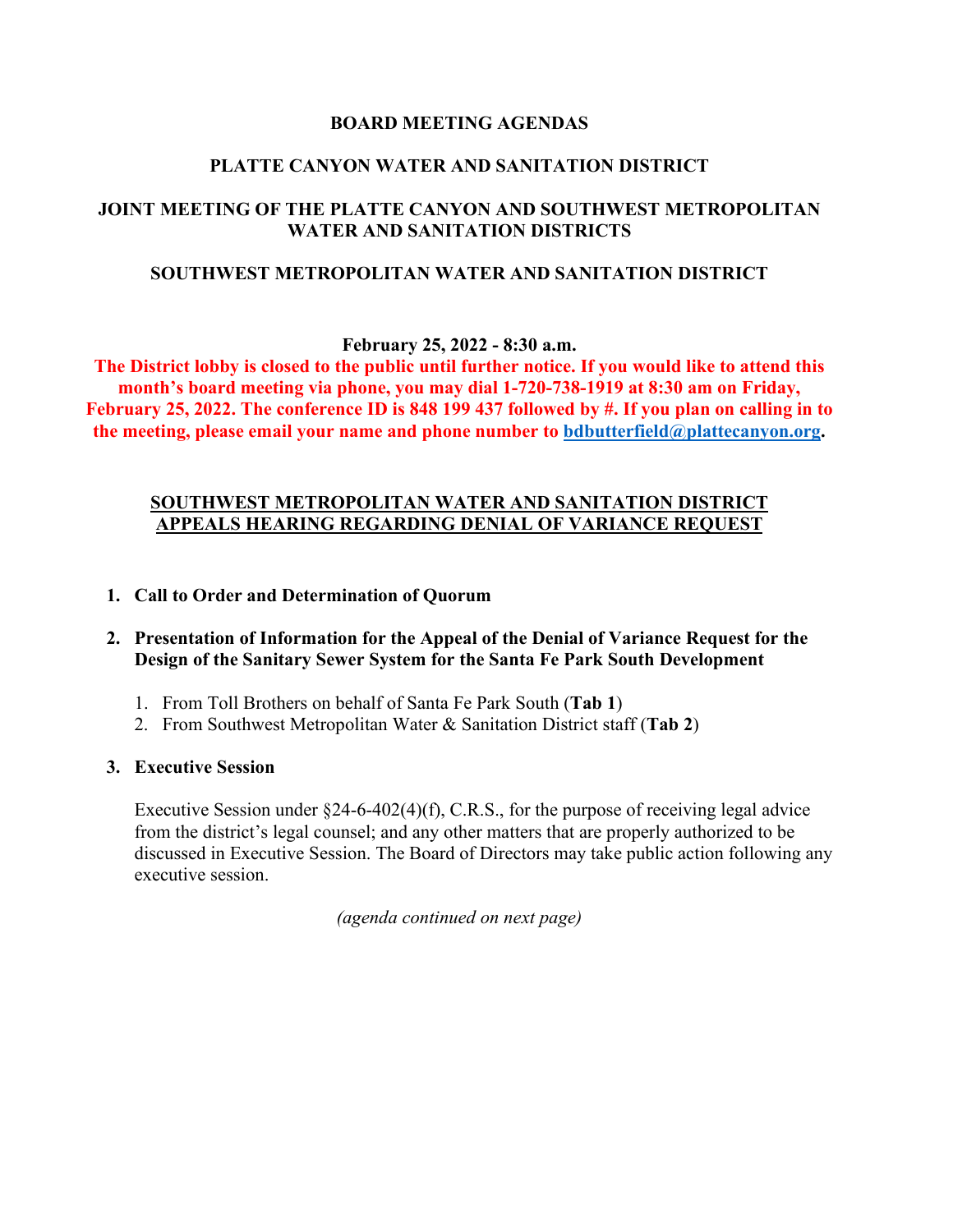**BOARD MEETING AGENDAS**

**PLATTE CANYON WATER AND SANITATION DISTRICT**

**JOINT MEETING OF THE PLATTE CANYON AND SOUTHWEST METROPOLITAN WATER AND SANITATION DISTRICTS**

**SOUTHWEST METROPOLITAN WATER AND SANITATION DISTRICT**

**February 25, 2022 - 8:30 a.m.**

**The District lobby is closed to the public until further notice. If you would like to attend this month's board meeting via phone, you may dial 1-720-738-1919 at 8:30 am on Friday, February 25, 2022. The conference ID is 848 199 437 followed by #. If you plan on calling in to the meeting, please email your name and phone number to [bdbutterfield@plattecanyon.org](mailto:bdbutterfield@plattecanyon.org).**

**SOUTHWEST METROPOLITAN WATER AND SANITATION DISTRICT APPEALS HEARING REGARDING DENIAL OF VARIANCE REQUEST**

1. **Call to Order and Determination of Quorum**

2. **Presentation of Information for the Appeal of the Denial of Variance Request for the Design of the Sanitary Sewer System for the Santa Fe Park South Development**

    1. From Toll Brothers on behalf of Santa Fe Park South (**Tab 1**)
    2. From Southwest Metropolitan Water & Sanitation District staff (**Tab 2**)

3. **Executive Session**

    Executive Session under §24-6-402(4)(f), C.R.S., for the purpose of receiving legal advice from the district's legal counsel; and any other matters that are properly authorized to be discussed in Executive Session. The Board of Directors may take public action following any executive session.

*(agenda continued on next page)*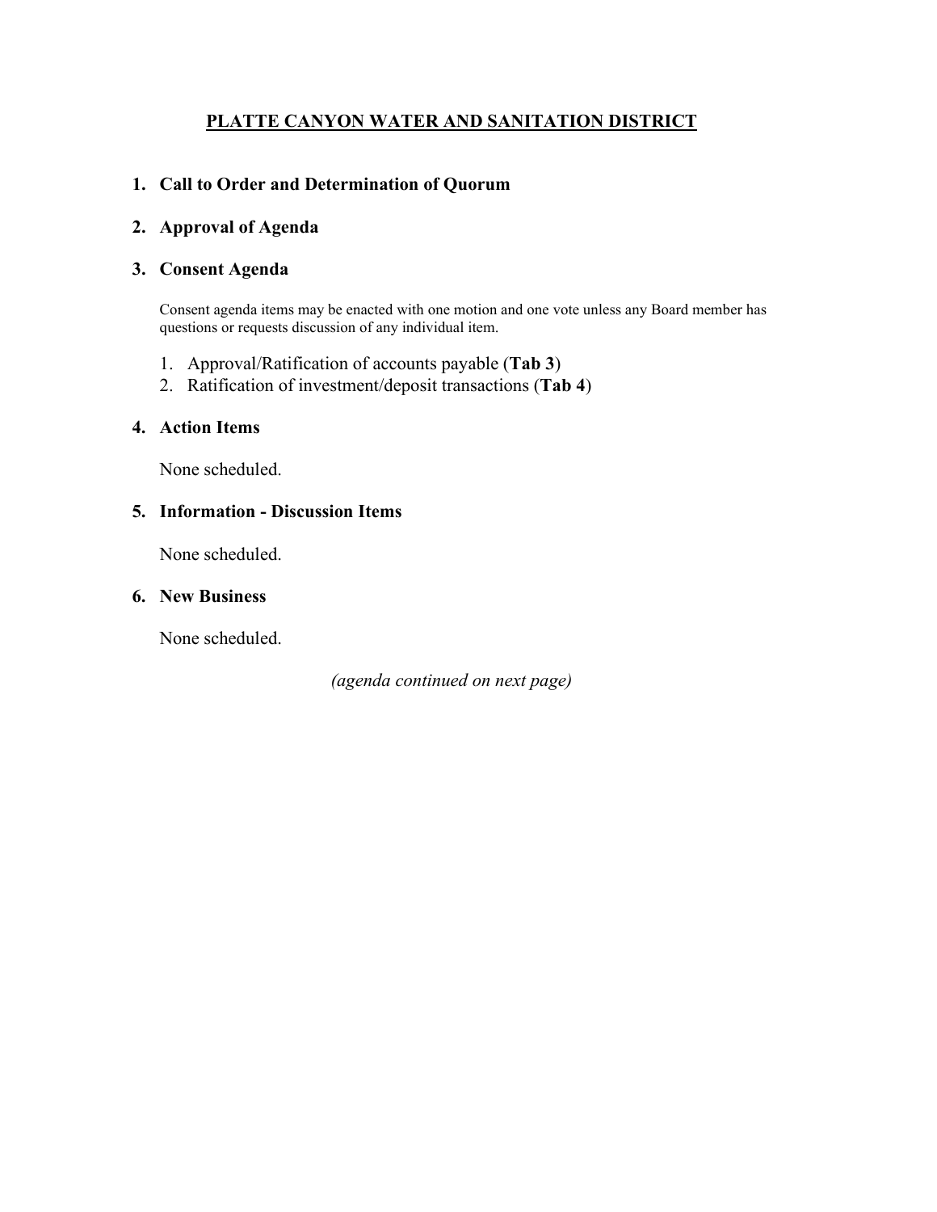# PLATTE CANYON WATER AND SANITATION DISTRICT

1. **Call to Order and Determination of Quorum**

2. **Approval of Agenda**

3. **Consent Agenda**

   Consent agenda items may be enacted with one motion and one vote unless any Board member has questions or requests discussion of any individual item.

   1. Approval/Ratification of accounts payable (**Tab 3**)
   2. Ratification of investment/deposit transactions (**Tab 4**)

4. **Action Items**

   None scheduled.

5. **Information - Discussion Items**

   None scheduled.

6. **New Business**

   None scheduled.

*(agenda continued on next page)*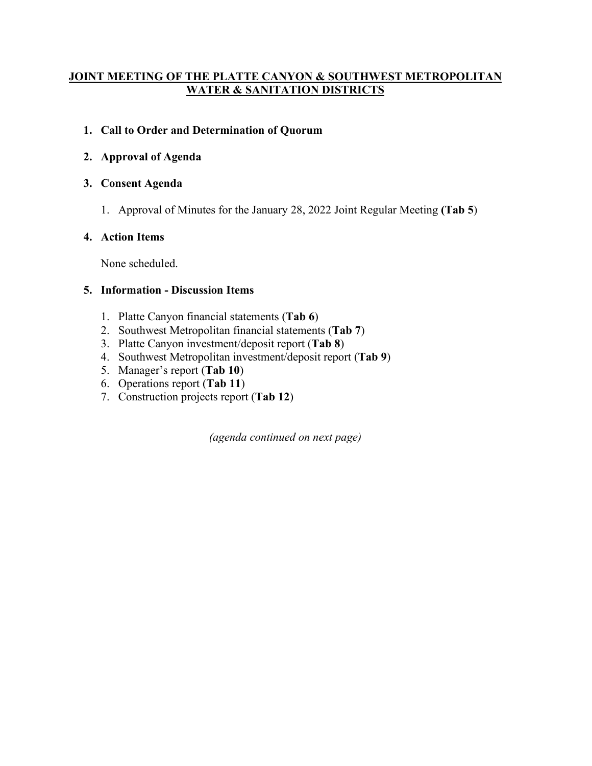# JOINT MEETING OF THE PLATTE CANYON & SOUTHWEST METROPOLITAN WATER & SANITATION DISTRICTS

1. **Call to Order and Determination of Quorum**

2. **Approval of Agenda**

3. **Consent Agenda**

    1. Approval of Minutes for the January 28, 2022 Joint Regular Meeting **(Tab 5)**

4. **Action Items**

    None scheduled.

5. **Information - Discussion Items**

    1. Platte Canyon financial statements (**Tab 6**)
    2. Southwest Metropolitan financial statements (**Tab 7**)
    3. Platte Canyon investment/deposit report (**Tab 8**)
    4. Southwest Metropolitan investment/deposit report (**Tab 9**)
    5. Manager's report (**Tab 10**)
    6. Operations report (**Tab 11**)
    7. Construction projects report (**Tab 12**)

*(agenda continued on next page)*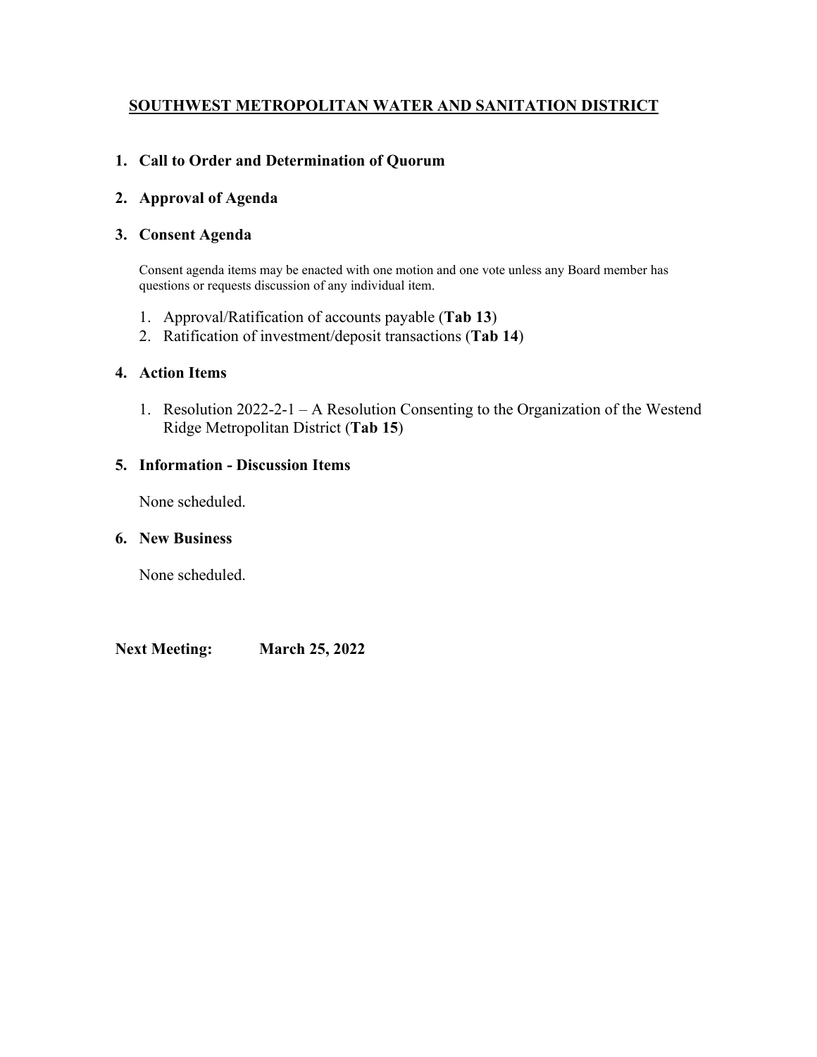# SOUTHWEST METROPOLITAN WATER AND SANITATION DISTRICT

**1. Call to Order and Determination of Quorum**

**2. Approval of Agenda**

**3. Consent Agenda**

Consent agenda items may be enacted with one motion and one vote unless any Board member has questions or requests discussion of any individual item.

1. Approval/Ratification of accounts payable (**Tab 13**)
2. Ratification of investment/deposit transactions (**Tab 14**)

**4. Action Items**

1. Resolution 2022-2-1 – A Resolution Consenting to the Organization of the Westend Ridge Metropolitan District (**Tab 15**)

**5. Information - Discussion Items**

None scheduled.

**6. New Business**

None scheduled.

**Next Meeting:** **March 25, 2022**